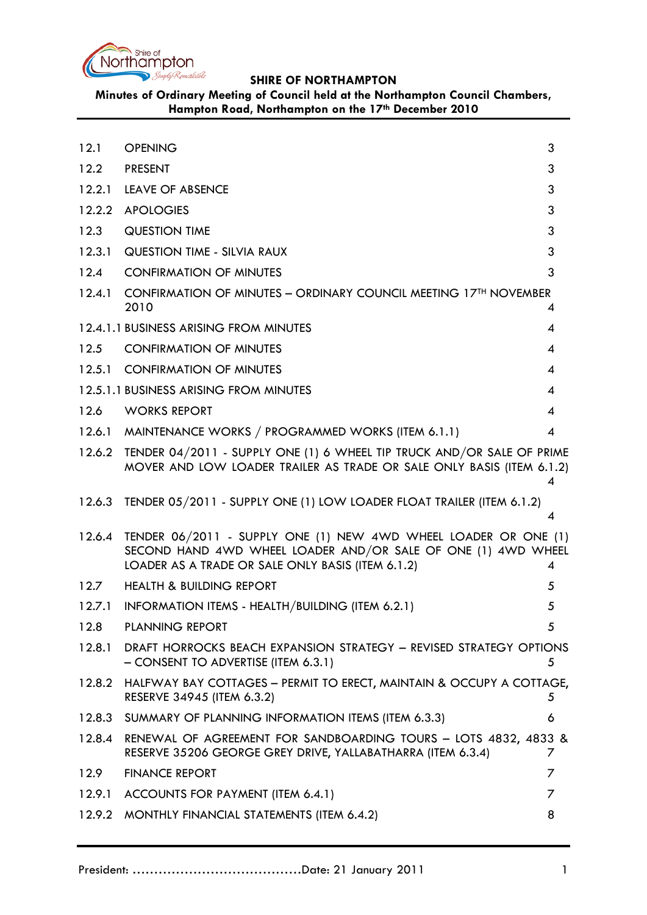**SHIRE OF NORTHAMPTON**

**Minutes of Ordinary Meeting of Council held at the Northampton Council Chambers, Hampton Road, Northampton on the 17th December 2010**

| | | |
|---|---|---|
| 12.1 | OPENING | 3 |
| 12.2 | PRESENT | 3 |
| 12.2.1 | LEAVE OF ABSENCE | 3 |
| 12.2.2 | APOLOGIES | 3 |
| 12.3 | QUESTION TIME | 3 |
| 12.3.1 | QUESTION TIME - SILVIA RAUX | 3 |
| 12.4 | CONFIRMATION OF MINUTES | 3 |
| 12.4.1 | CONFIRMATION OF MINUTES – ORDINARY COUNCIL MEETING 17TH NOVEMBER 2010 | 4 |
| 12.4.1.1 | BUSINESS ARISING FROM MINUTES | 4 |
| 12.5 | CONFIRMATION OF MINUTES | 4 |
| 12.5.1 | CONFIRMATION OF MINUTES | 4 |
| 12.5.1.1 | BUSINESS ARISING FROM MINUTES | 4 |
| 12.6 | WORKS REPORT | 4 |
| 12.6.1 | MAINTENANCE WORKS / PROGRAMMED WORKS (ITEM 6.1.1) | 4 |
| 12.6.2 | TENDER 04/2011 - SUPPLY ONE (1) 6 WHEEL TIP TRUCK AND/OR SALE OF PRIME MOVER AND LOW LOADER TRAILER AS TRADE OR SALE ONLY BASIS (ITEM 6.1.2) | 4 |
| 12.6.3 | TENDER 05/2011 - SUPPLY ONE (1) LOW LOADER FLOAT TRAILER (ITEM 6.1.2) | 4 |
| 12.6.4 | TENDER 06/2011 - SUPPLY ONE (1) NEW 4WD WHEEL LOADER OR ONE (1) SECOND HAND 4WD WHEEL LOADER AND/OR SALE OF ONE (1) 4WD WHEEL LOADER AS A TRADE OR SALE ONLY BASIS (ITEM 6.1.2) | 4 |
| 12.7 | HEALTH & BUILDING REPORT | 5 |
| 12.7.1 | INFORMATION ITEMS - HEALTH/BUILDING (ITEM 6.2.1) | 5 |
| 12.8 | PLANNING REPORT | 5 |
| 12.8.1 | DRAFT HORROCKS BEACH EXPANSION STRATEGY – REVISED STRATEGY OPTIONS – CONSENT TO ADVERTISE (ITEM 6.3.1) | 5 |
| 12.8.2 | HALFWAY BAY COTTAGES – PERMIT TO ERECT, MAINTAIN & OCCUPY A COTTAGE, RESERVE 34945 (ITEM 6.3.2) | 5 |
| 12.8.3 | SUMMARY OF PLANNING INFORMATION ITEMS (ITEM 6.3.3) | 6 |
| 12.8.4 | RENEWAL OF AGREEMENT FOR SANDBOARDING TOURS – LOTS 4832, 4833 & RESERVE 35206 GEORGE GREY DRIVE, YALLABATHARRA (ITEM 6.3.4) | 7 |
| 12.9 | FINANCE REPORT | 7 |
| 12.9.1 | ACCOUNTS FOR PAYMENT (ITEM 6.4.1) | 7 |
| 12.9.2 | MONTHLY FINANCIAL STATEMENTS (ITEM 6.4.2) | 8 |

President: ……………………………………Date: 21 January 2011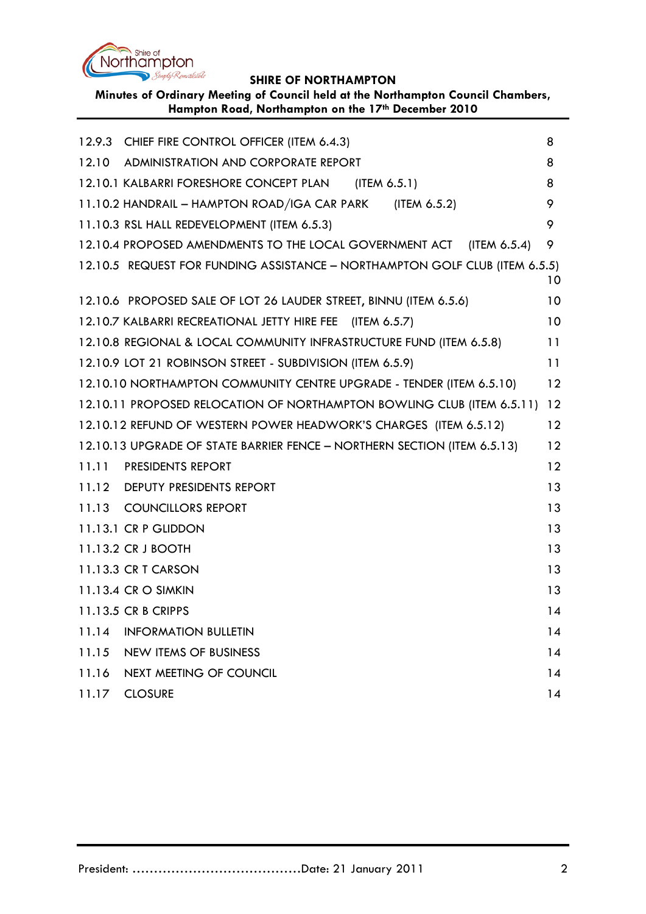| | | |
|---|---|---|
| 12.9.3 | CHIEF FIRE CONTROL OFFICER (ITEM 6.4.3) | 8 |
| 12.10 | ADMINISTRATION AND CORPORATE REPORT | 8 |
| 12.10.1 | KALBARRI FORESHORE CONCEPT PLAN (ITEM 6.5.1) | 8 |
| 11.10.2 | HANDRAIL – HAMPTON ROAD/IGA CAR PARK (ITEM 6.5.2) | 9 |
| 11.10.3 | RSL HALL REDEVELOPMENT (ITEM 6.5.3) | 9 |
| 12.10.4 | PROPOSED AMENDMENTS TO THE LOCAL GOVERNMENT ACT (ITEM 6.5.4) | 9 |
| 12.10.5 | REQUEST FOR FUNDING ASSISTANCE – NORTHAMPTON GOLF CLUB (ITEM 6.5.5) | 10 |
| 12.10.6 | PROPOSED SALE OF LOT 26 LAUDER STREET, BINNU (ITEM 6.5.6) | 10 |
| 12.10.7 | KALBARRI RECREATIONAL JETTY HIRE FEE (ITEM 6.5.7) | 10 |
| 12.10.8 | REGIONAL & LOCAL COMMUNITY INFRASTRUCTURE FUND (ITEM 6.5.8) | 11 |
| 12.10.9 | LOT 21 ROBINSON STREET - SUBDIVISION (ITEM 6.5.9) | 11 |
| 12.10.10 | NORTHAMPTON COMMUNITY CENTRE UPGRADE - TENDER (ITEM 6.5.10) | 12 |
| 12.10.11 | PROPOSED RELOCATION OF NORTHAMPTON BOWLING CLUB (ITEM 6.5.11) | 12 |
| 12.10.12 | REFUND OF WESTERN POWER HEADWORK'S CHARGES (ITEM 6.5.12) | 12 |
| 12.10.13 | UPGRADE OF STATE BARRIER FENCE – NORTHERN SECTION (ITEM 6.5.13) | 12 |
| 11.11 | PRESIDENTS REPORT | 12 |
| 11.12 | DEPUTY PRESIDENTS REPORT | 13 |
| 11.13 | COUNCILLORS REPORT | 13 |
| 11.13.1 | CR P GLIDDON | 13 |
| 11.13.2 | CR J BOOTH | 13 |
| 11.13.3 | CR T CARSON | 13 |
| 11.13.4 | CR O SIMKIN | 13 |
| 11.13.5 | CR B CRIPPS | 14 |
| 11.14 | INFORMATION BULLETIN | 14 |
| 11.15 | NEW ITEMS OF BUSINESS | 14 |
| 11.16 | NEXT MEETING OF COUNCIL | 14 |
| 11.17 | CLOSURE | 14 |

President: ………………………………….Date: 21 January 2011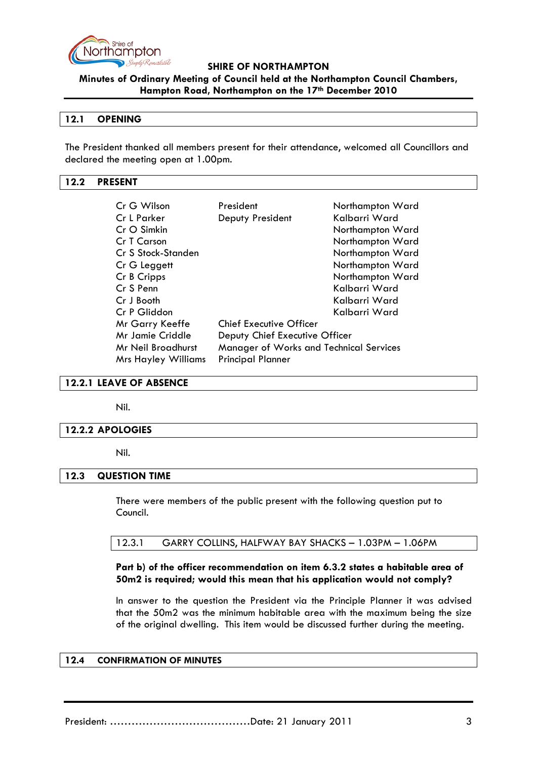**SHIRE OF NORTHAMPTON**
**Minutes of Ordinary Meeting of Council held at the Northampton Council Chambers, Hampton Road, Northampton on the 17th December 2010**

## 12.1 OPENING

The President thanked all members present for their attendance, welcomed all Councillors and declared the meeting open at 1.00pm.

## 12.2 PRESENT

| | | |
|---|---|---|
| Cr G Wilson | President | Northampton Ward |
| Cr L Parker | Deputy President | Kalbarri Ward |
| Cr O Simkin | | Northampton Ward |
| Cr T Carson | | Northampton Ward |
| Cr S Stock-Standen | | Northampton Ward |
| Cr G Leggett | | Northampton Ward |
| Cr B Cripps | | Northampton Ward |
| Cr S Penn | | Kalbarri Ward |
| Cr J Booth | | Kalbarri Ward |
| Cr P Gliddon | | Kalbarri Ward |
| Mr Garry Keeffe | Chief Executive Officer | |
| Mr Jamie Criddle | Deputy Chief Executive Officer | |
| Mr Neil Broadhurst | Manager of Works and Technical Services | |
| Mrs Hayley Williams | Principal Planner | |

## 12.2.1 LEAVE OF ABSENCE

Nil.

## 12.2.2 APOLOGIES

Nil.

## 12.3 QUESTION TIME

There were members of the public present with the following question put to Council.

### 12.3.1 GARRY COLLINS, HALFWAY BAY SHACKS – 1.03PM – 1.06PM

**Part b) of the officer recommendation on item 6.3.2 states a habitable area of 50m2 is required; would this mean that his application would not comply?**

In answer to the question the President via the Principle Planner it was advised that the 50m2 was the minimum habitable area with the maximum being the size of the original dwelling. This item would be discussed further during the meeting.

## 12.4 CONFIRMATION OF MINUTES

President: ………………………………….Date: 21 January 2011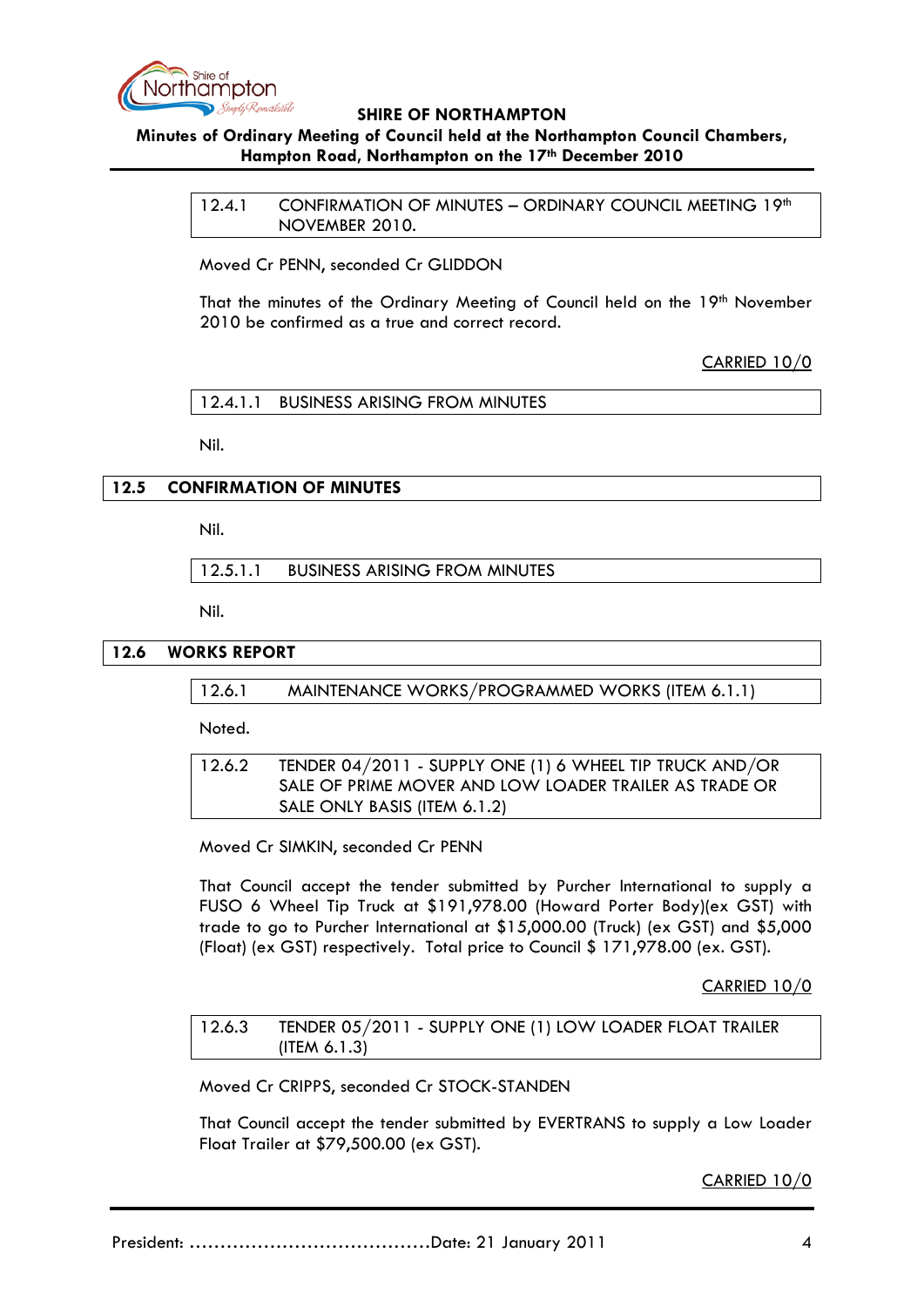### 12.4.1 CONFIRMATION OF MINUTES – ORDINARY COUNCIL MEETING 19th NOVEMBER 2010.

Moved Cr PENN, seconded Cr GLIDDON

That the minutes of the Ordinary Meeting of Council held on the 19th November 2010 be confirmed as a true and correct record.

CARRIED 10/0

#### 12.4.1.1 BUSINESS ARISING FROM MINUTES

Nil.

## 12.5 CONFIRMATION OF MINUTES

Nil.

#### 12.5.1.1 BUSINESS ARISING FROM MINUTES

Nil.

## 12.6 WORKS REPORT

### 12.6.1 MAINTENANCE WORKS/PROGRAMMED WORKS (ITEM 6.1.1)

Noted.

### 12.6.2 TENDER 04/2011 - SUPPLY ONE (1) 6 WHEEL TIP TRUCK AND/OR SALE OF PRIME MOVER AND LOW LOADER TRAILER AS TRADE OR SALE ONLY BASIS (ITEM 6.1.2)

Moved Cr SIMKIN, seconded Cr PENN

That Council accept the tender submitted by Purcher International to supply a FUSO 6 Wheel Tip Truck at $191,978.00 (Howard Porter Body)(ex GST) with trade to go to Purcher International at $15,000.00 (Truck) (ex GST) and $5,000 (Float) (ex GST) respectively. Total price to Council $ 171,978.00 (ex. GST).

CARRIED 10/0

### 12.6.3 TENDER 05/2011 - SUPPLY ONE (1) LOW LOADER FLOAT TRAILER (ITEM 6.1.3)

Moved Cr CRIPPS, seconded Cr STOCK-STANDEN

That Council accept the tender submitted by EVERTRANS to supply a Low Loader Float Trailer at $79,500.00 (ex GST).

CARRIED 10/0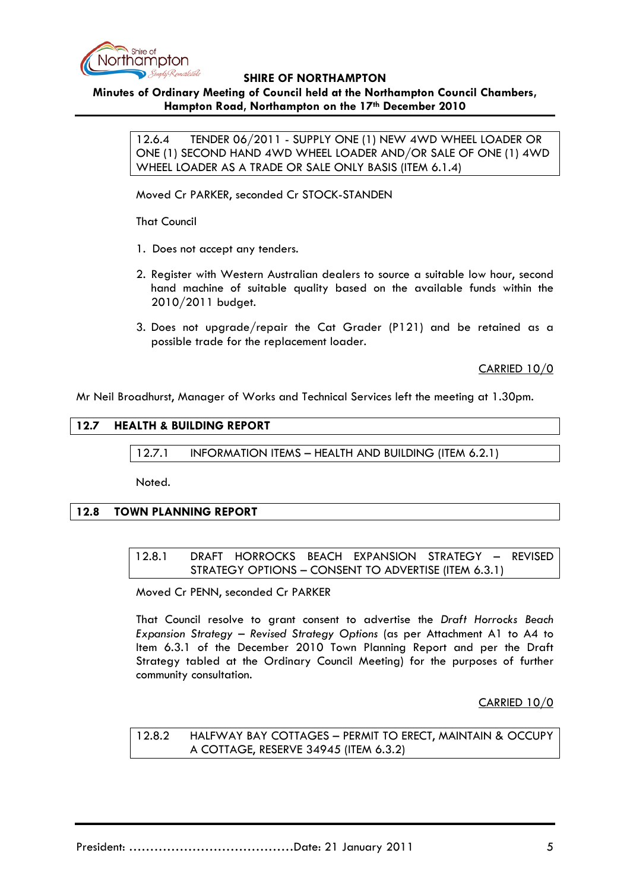### 12.6.4 TENDER 06/2011 - SUPPLY ONE (1) NEW 4WD WHEEL LOADER OR ONE (1) SECOND HAND 4WD WHEEL LOADER AND/OR SALE OF ONE (1) 4WD WHEEL LOADER AS A TRADE OR SALE ONLY BASIS (ITEM 6.1.4)

Moved Cr PARKER, seconded Cr STOCK-STANDEN

That Council

1. Does not accept any tenders.
2. Register with Western Australian dealers to source a suitable low hour, second hand machine of suitable quality based on the available funds within the 2010/2011 budget.
3. Does not upgrade/repair the Cat Grader (P121) and be retained as a possible trade for the replacement loader.

CARRIED 10/0

Mr Neil Broadhurst, Manager of Works and Technical Services left the meeting at 1.30pm.

## 12.7 HEALTH & BUILDING REPORT

### 12.7.1 INFORMATION ITEMS – HEALTH AND BUILDING (ITEM 6.2.1)

Noted.

## 12.8 TOWN PLANNING REPORT

### 12.8.1 DRAFT HORROCKS BEACH EXPANSION STRATEGY – REVISED STRATEGY OPTIONS – CONSENT TO ADVERTISE (ITEM 6.3.1)

Moved Cr PENN, seconded Cr PARKER

That Council resolve to grant consent to advertise the *Draft Horrocks Beach Expansion Strategy – Revised Strategy Options* (as per Attachment A1 to A4 to Item 6.3.1 of the December 2010 Town Planning Report and per the Draft Strategy tabled at the Ordinary Council Meeting) for the purposes of further community consultation.

CARRIED 10/0

### 12.8.2 HALFWAY BAY COTTAGES – PERMIT TO ERECT, MAINTAIN & OCCUPY A COTTAGE, RESERVE 34945 (ITEM 6.3.2)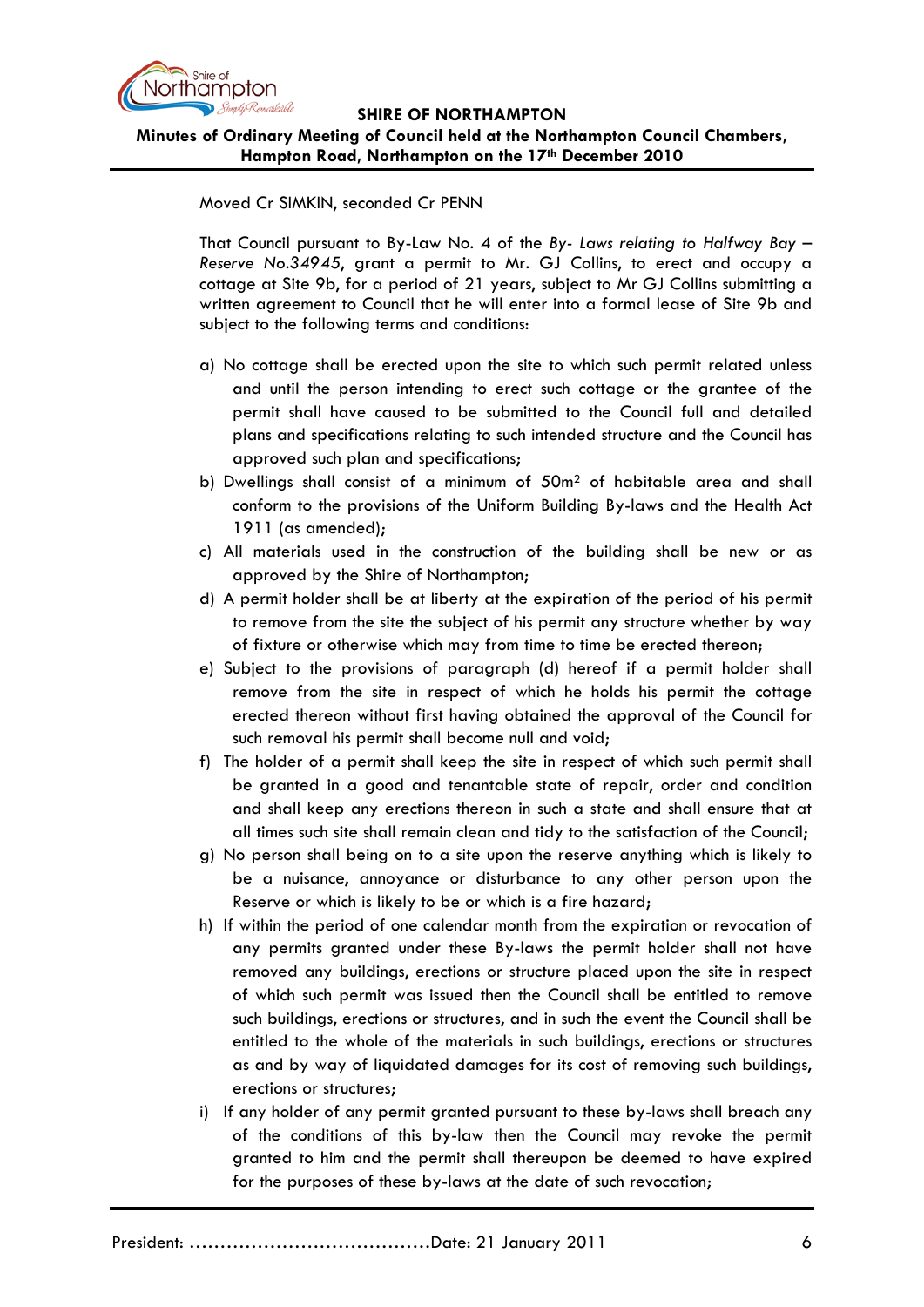Moved Cr SIMKIN, seconded Cr PENN

That Council pursuant to By-Law No. 4 of the *By- Laws relating to Halfway Bay – Reserve No.34945*, grant a permit to Mr. GJ Collins, to erect and occupy a cottage at Site 9b, for a period of 21 years, subject to Mr GJ Collins submitting a written agreement to Council that he will enter into a formal lease of Site 9b and subject to the following terms and conditions:

a) No cottage shall be erected upon the site to which such permit related unless and until the person intending to erect such cottage or the grantee of the permit shall have caused to be submitted to the Council full and detailed plans and specifications relating to such intended structure and the Council has approved such plan and specifications;
b) Dwellings shall consist of a minimum of 50m$^2$ of habitable area and shall conform to the provisions of the Uniform Building By-laws and the Health Act 1911 (as amended);
c) All materials used in the construction of the building shall be new or as approved by the Shire of Northampton;
d) A permit holder shall be at liberty at the expiration of the period of his permit to remove from the site the subject of his permit any structure whether by way of fixture or otherwise which may from time to time be erected thereon;
e) Subject to the provisions of paragraph (d) hereof if a permit holder shall remove from the site in respect of which he holds his permit the cottage erected thereon without first having obtained the approval of the Council for such removal his permit shall become null and void;
f) The holder of a permit shall keep the site in respect of which such permit shall be granted in a good and tenantable state of repair, order and condition and shall keep any erections thereon in such a state and shall ensure that at all times such site shall remain clean and tidy to the satisfaction of the Council;
g) No person shall being on to a site upon the reserve anything which is likely to be a nuisance, annoyance or disturbance to any other person upon the Reserve or which is likely to be or which is a fire hazard;
h) If within the period of one calendar month from the expiration or revocation of any permits granted under these By-laws the permit holder shall not have removed any buildings, erections or structure placed upon the site in respect of which such permit was issued then the Council shall be entitled to remove such buildings, erections or structures, and in such the event the Council shall be entitled to the whole of the materials in such buildings, erections or structures as and by way of liquidated damages for its cost of removing such buildings, erections or structures;
i) If any holder of any permit granted pursuant to these by-laws shall breach any of the conditions of this by-law then the Council may revoke the permit granted to him and the permit shall thereupon be deemed to have expired for the purposes of these by-laws at the date of such revocation;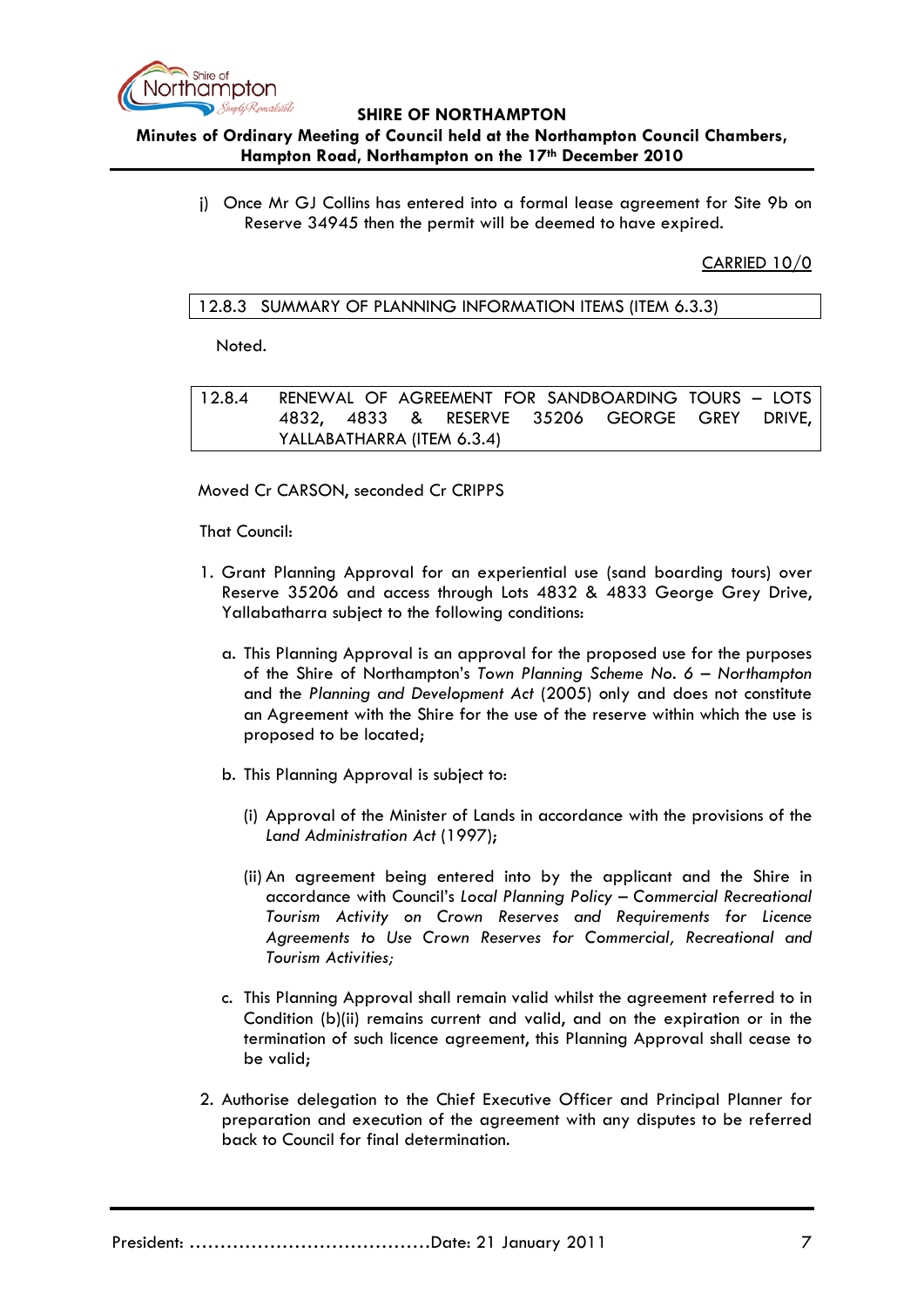j) Once Mr GJ Collins has entered into a formal lease agreement for Site 9b on Reserve 34945 then the permit will be deemed to have expired.

CARRIED 10/0

### 12.8.3 SUMMARY OF PLANNING INFORMATION ITEMS (ITEM 6.3.3)

Noted.

### 12.8.4 RENEWAL OF AGREEMENT FOR SANDBOARDING TOURS – LOTS 4832, 4833 & RESERVE 35206 GEORGE GREY DRIVE, YALLABATHARRA (ITEM 6.3.4)

Moved Cr CARSON, seconded Cr CRIPPS

That Council:

1. Grant Planning Approval for an experiential use (sand boarding tours) over Reserve 35206 and access through Lots 4832 & 4833 George Grey Drive, Yallabatharra subject to the following conditions:

   a. This Planning Approval is an approval for the proposed use for the purposes of the Shire of Northampton's *Town Planning Scheme No. 6 – Northampton* and the *Planning and Development Act* (2005) only and does not constitute an Agreement with the Shire for the use of the reserve within which the use is proposed to be located;

   b. This Planning Approval is subject to:

      (i) Approval of the Minister of Lands in accordance with the provisions of the *Land Administration Act* (1997);

      (ii) An agreement being entered into by the applicant and the Shire in accordance with Council's *Local Planning Policy – Commercial Recreational Tourism Activity on Crown Reserves and Requirements for Licence Agreements to Use Crown Reserves for Commercial, Recreational and Tourism Activities;*

   c. This Planning Approval shall remain valid whilst the agreement referred to in Condition (b)(ii) remains current and valid, and on the expiration or in the termination of such licence agreement, this Planning Approval shall cease to be valid;

2. Authorise delegation to the Chief Executive Officer and Principal Planner for preparation and execution of the agreement with any disputes to be referred back to Council for final determination.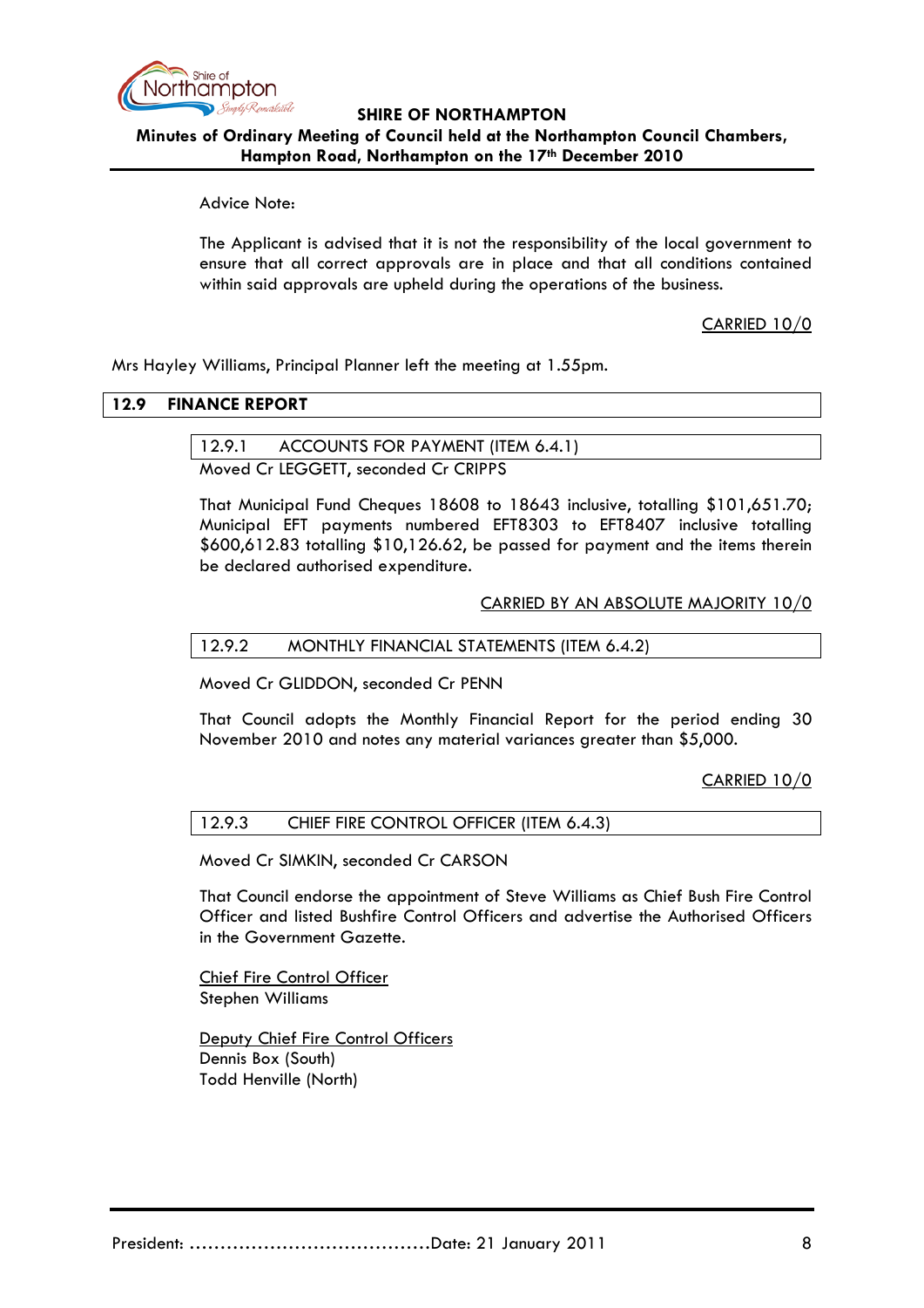Advice Note:

The Applicant is advised that it is not the responsibility of the local government to ensure that all correct approvals are in place and that all conditions contained within said approvals are upheld during the operations of the business.

CARRIED 10/0

Mrs Hayley Williams, Principal Planner left the meeting at 1.55pm.

## 12.9 FINANCE REPORT

### 12.9.1 ACCOUNTS FOR PAYMENT (ITEM 6.4.1)

Moved Cr LEGGETT, seconded Cr CRIPPS

That Municipal Fund Cheques 18608 to 18643 inclusive, totalling $101,651.70; Municipal EFT payments numbered EFT8303 to EFT8407 inclusive totalling $600,612.83 totalling $10,126.62, be passed for payment and the items therein be declared authorised expenditure.

CARRIED BY AN ABSOLUTE MAJORITY 10/0

### 12.9.2 MONTHLY FINANCIAL STATEMENTS (ITEM 6.4.2)

Moved Cr GLIDDON, seconded Cr PENN

That Council adopts the Monthly Financial Report for the period ending 30 November 2010 and notes any material variances greater than $5,000.

CARRIED 10/0

### 12.9.3 CHIEF FIRE CONTROL OFFICER (ITEM 6.4.3)

Moved Cr SIMKIN, seconded Cr CARSON

That Council endorse the appointment of Steve Williams as Chief Bush Fire Control Officer and listed Bushfire Control Officers and advertise the Authorised Officers in the Government Gazette.

Chief Fire Control Officer
Stephen Williams

Deputy Chief Fire Control Officers
Dennis Box (South)
Todd Henville (North)

President: ……………………………………Date: 21 January 2011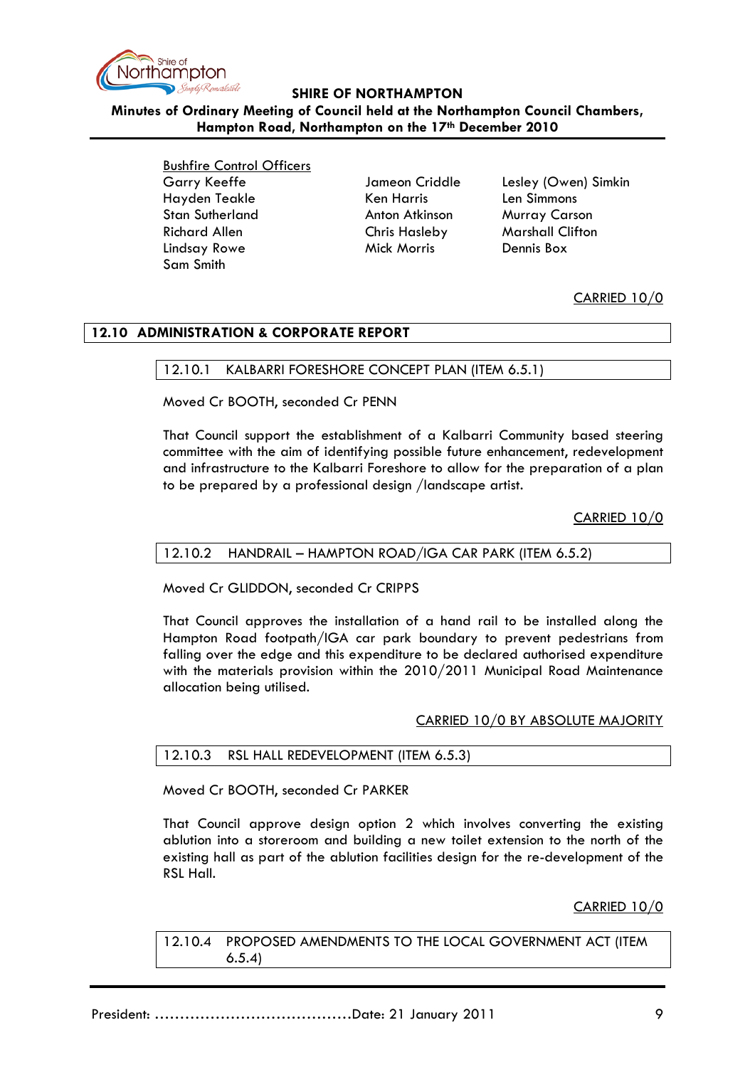Bushfire Control Officers

| | | |
|---|---|---|
| Garry Keeffe | Jameon Criddle | Lesley (Owen) Simkin |
| Hayden Teakle | Ken Harris | Len Simmons |
| Stan Sutherland | Anton Atkinson | Murray Carson |
| Richard Allen | Chris Hasleby | Marshall Clifton |
| Lindsay Rowe | Mick Morris | Dennis Box |
| Sam Smith | | |

CARRIED 10/0

## 12.10 ADMINISTRATION & CORPORATE REPORT

### 12.10.1 KALBARRI FORESHORE CONCEPT PLAN (ITEM 6.5.1)

Moved Cr BOOTH, seconded Cr PENN

That Council support the establishment of a Kalbarri Community based steering committee with the aim of identifying possible future enhancement, redevelopment and infrastructure to the Kalbarri Foreshore to allow for the preparation of a plan to be prepared by a professional design /landscape artist.

CARRIED 10/0

### 12.10.2 HANDRAIL – HAMPTON ROAD/IGA CAR PARK (ITEM 6.5.2)

Moved Cr GLIDDON, seconded Cr CRIPPS

That Council approves the installation of a hand rail to be installed along the Hampton Road footpath/IGA car park boundary to prevent pedestrians from falling over the edge and this expenditure to be declared authorised expenditure with the materials provision within the 2010/2011 Municipal Road Maintenance allocation being utilised.

CARRIED 10/0 BY ABSOLUTE MAJORITY

### 12.10.3 RSL HALL REDEVELOPMENT (ITEM 6.5.3)

Moved Cr BOOTH, seconded Cr PARKER

That Council approve design option 2 which involves converting the existing ablution into a storeroom and building a new toilet extension to the north of the existing hall as part of the ablution facilities design for the re-development of the RSL Hall.

CARRIED 10/0

### 12.10.4 PROPOSED AMENDMENTS TO THE LOCAL GOVERNMENT ACT (ITEM 6.5.4)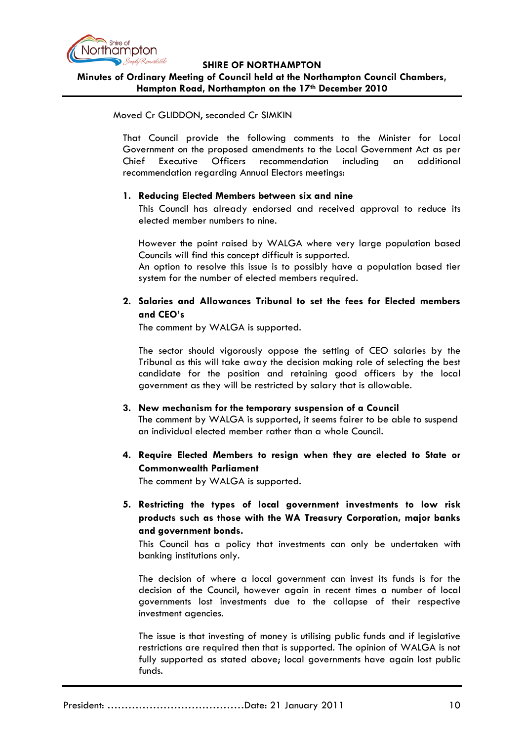Moved Cr GLIDDON, seconded Cr SIMKIN

That Council provide the following comments to the Minister for Local Government on the proposed amendments to the Local Government Act as per Chief Executive Officers recommendation including an additional recommendation regarding Annual Electors meetings:

1. **Reducing Elected Members between six and nine**

   This Council has already endorsed and received approval to reduce its elected member numbers to nine.

   However the point raised by WALGA where very large population based Councils will find this concept difficult is supported.
   An option to resolve this issue is to possibly have a population based tier system for the number of elected members required.

2. **Salaries and Allowances Tribunal to set the fees for Elected members and CEO's**

   The comment by WALGA is supported.

   The sector should vigorously oppose the setting of CEO salaries by the Tribunal as this will take away the decision making role of selecting the best candidate for the position and retaining good officers by the local government as they will be restricted by salary that is allowable.

3. **New mechanism for the temporary suspension of a Council**

   The comment by WALGA is supported, it seems fairer to be able to suspend an individual elected member rather than a whole Council.

4. **Require Elected Members to resign when they are elected to State or Commonwealth Parliament**

   The comment by WALGA is supported.

5. **Restricting the types of local government investments to low risk products such as those with the WA Treasury Corporation, major banks and government bonds.**

   This Council has a policy that investments can only be undertaken with banking institutions only.

   The decision of where a local government can invest its funds is for the decision of the Council, however again in recent times a number of local governments lost investments due to the collapse of their respective investment agencies.

   The issue is that investing of money is utilising public funds and if legislative restrictions are required then that is supported. The opinion of WALGA is not fully supported as stated above; local governments have again lost public funds.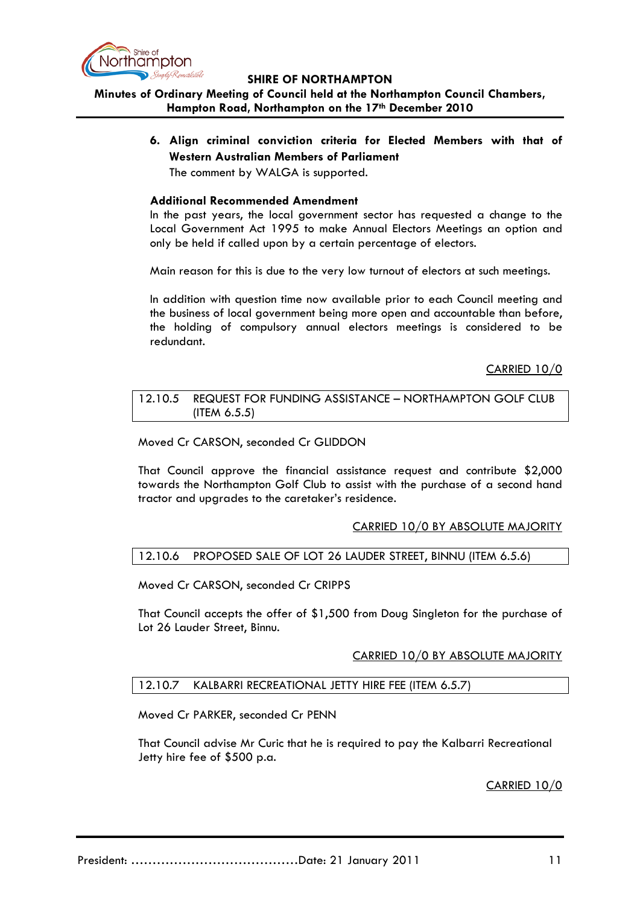6. **Align criminal conviction criteria for Elected Members with that of Western Australian Members of Parliament**

   The comment by WALGA is supported.

**Additional Recommended Amendment**

In the past years, the local government sector has requested a change to the Local Government Act 1995 to make Annual Electors Meetings an option and only be held if called upon by a certain percentage of electors.

Main reason for this is due to the very low turnout of electors at such meetings.

In addition with question time now available prior to each Council meeting and the business of local government being more open and accountable than before, the holding of compulsory annual electors meetings is considered to be redundant.

CARRIED 10/0

| 12.10.5 REQUEST FOR FUNDING ASSISTANCE – NORTHAMPTON GOLF CLUB (ITEM 6.5.5) |
|---|

Moved Cr CARSON, seconded Cr GLIDDON

That Council approve the financial assistance request and contribute $2,000 towards the Northampton Golf Club to assist with the purchase of a second hand tractor and upgrades to the caretaker's residence.

CARRIED 10/0 BY ABSOLUTE MAJORITY

| 12.10.6 PROPOSED SALE OF LOT 26 LAUDER STREET, BINNU (ITEM 6.5.6) |
|---|

Moved Cr CARSON, seconded Cr CRIPPS

That Council accepts the offer of $1,500 from Doug Singleton for the purchase of Lot 26 Lauder Street, Binnu.

CARRIED 10/0 BY ABSOLUTE MAJORITY

| 12.10.7 KALBARRI RECREATIONAL JETTY HIRE FEE (ITEM 6.5.7) |
|---|

Moved Cr PARKER, seconded Cr PENN

That Council advise Mr Curic that he is required to pay the Kalbarri Recreational Jetty hire fee of $500 p.a.

CARRIED 10/0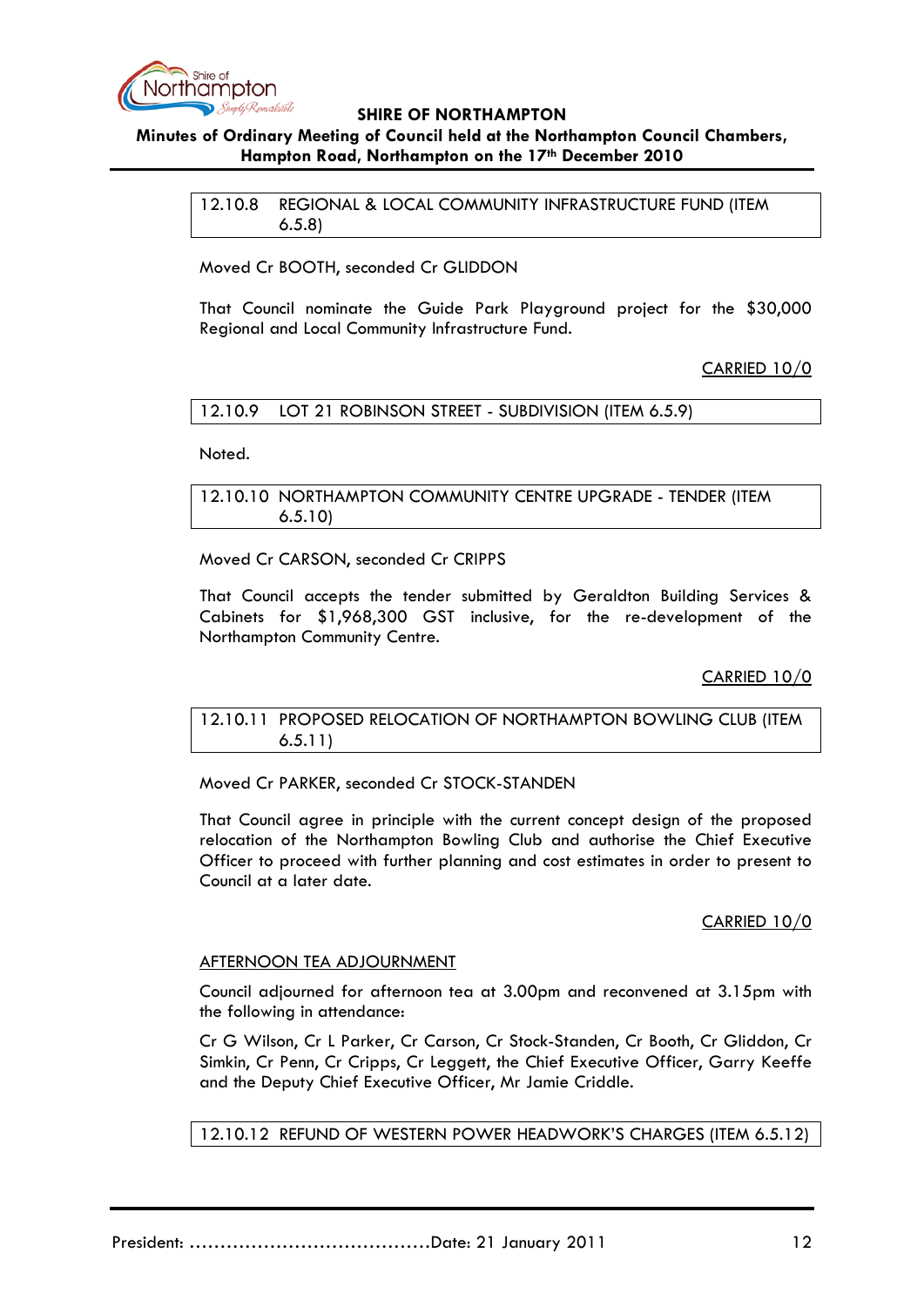## 12.10.8 REGIONAL & LOCAL COMMUNITY INFRASTRUCTURE FUND (ITEM 6.5.8)

Moved Cr BOOTH, seconded Cr GLIDDON

That Council nominate the Guide Park Playground project for the $30,000 Regional and Local Community Infrastructure Fund.

CARRIED 10/0

## 12.10.9 LOT 21 ROBINSON STREET - SUBDIVISION (ITEM 6.5.9)

Noted.

## 12.10.10 NORTHAMPTON COMMUNITY CENTRE UPGRADE - TENDER (ITEM 6.5.10)

Moved Cr CARSON, seconded Cr CRIPPS

That Council accepts the tender submitted by Geraldton Building Services & Cabinets for $1,968,300 GST inclusive, for the re-development of the Northampton Community Centre.

CARRIED 10/0

## 12.10.11 PROPOSED RELOCATION OF NORTHAMPTON BOWLING CLUB (ITEM 6.5.11)

Moved Cr PARKER, seconded Cr STOCK-STANDEN

That Council agree in principle with the current concept design of the proposed relocation of the Northampton Bowling Club and authorise the Chief Executive Officer to proceed with further planning and cost estimates in order to present to Council at a later date.

CARRIED 10/0

AFTERNOON TEA ADJOURNMENT

Council adjourned for afternoon tea at 3.00pm and reconvened at 3.15pm with the following in attendance:

Cr G Wilson, Cr L Parker, Cr Carson, Cr Stock-Standen, Cr Booth, Cr Gliddon, Cr Simkin, Cr Penn, Cr Cripps, Cr Leggett, the Chief Executive Officer, Garry Keeffe and the Deputy Chief Executive Officer, Mr Jamie Criddle.

## 12.10.12 REFUND OF WESTERN POWER HEADWORK'S CHARGES (ITEM 6.5.12)

President: ......................................Date: 21 January 2011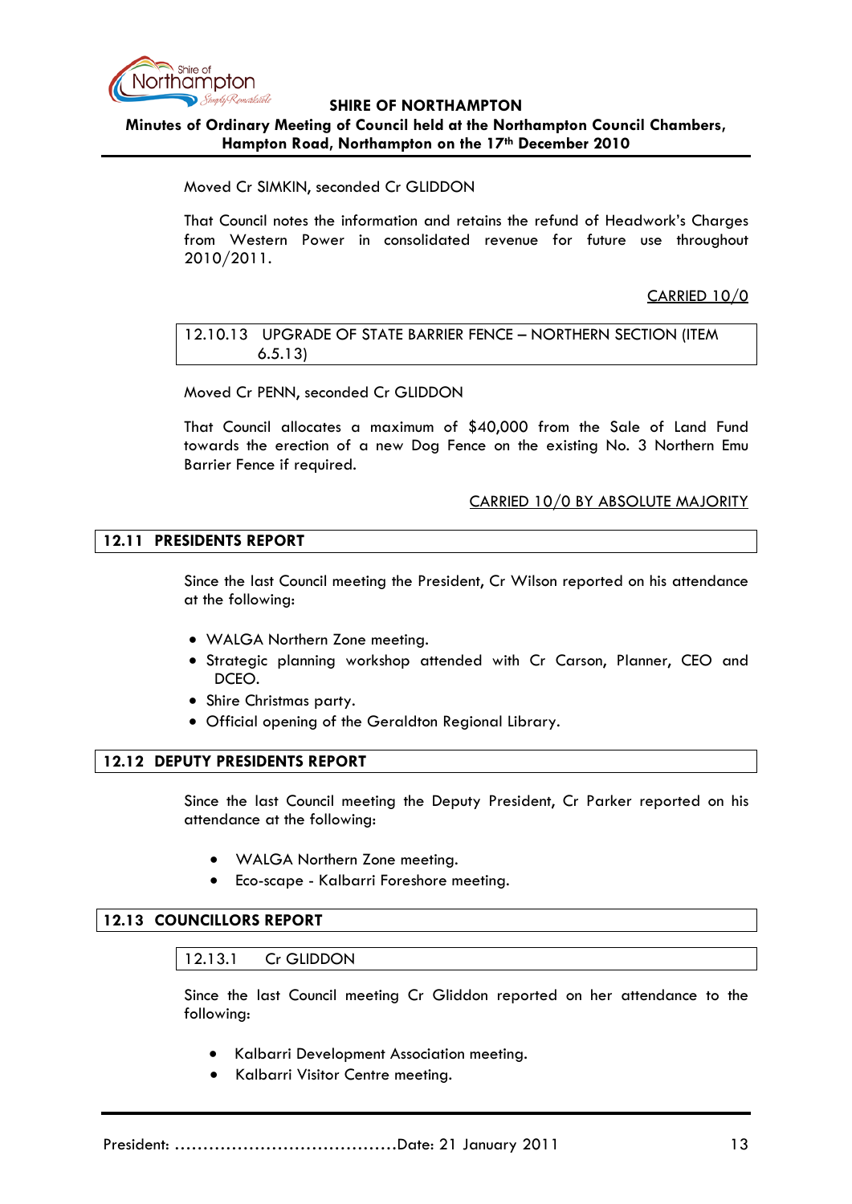Moved Cr SIMKIN, seconded Cr GLIDDON

That Council notes the information and retains the refund of Headwork's Charges from Western Power in consolidated revenue for future use throughout 2010/2011.

CARRIED 10/0

### 12.10.13 UPGRADE OF STATE BARRIER FENCE – NORTHERN SECTION (ITEM 6.5.13)

Moved Cr PENN, seconded Cr GLIDDON

That Council allocates a maximum of $40,000 from the Sale of Land Fund towards the erection of a new Dog Fence on the existing No. 3 Northern Emu Barrier Fence if required.

CARRIED 10/0 BY ABSOLUTE MAJORITY

## 12.11 PRESIDENTS REPORT

Since the last Council meeting the President, Cr Wilson reported on his attendance at the following:

- WALGA Northern Zone meeting.
- Strategic planning workshop attended with Cr Carson, Planner, CEO and DCEO.
- Shire Christmas party.
- Official opening of the Geraldton Regional Library.

## 12.12 DEPUTY PRESIDENTS REPORT

Since the last Council meeting the Deputy President, Cr Parker reported on his attendance at the following:

- WALGA Northern Zone meeting.
- Eco-scape - Kalbarri Foreshore meeting.

## 12.13 COUNCILLORS REPORT

### 12.13.1 Cr GLIDDON

Since the last Council meeting Cr Gliddon reported on her attendance to the following:

- Kalbarri Development Association meeting.
- Kalbarri Visitor Centre meeting.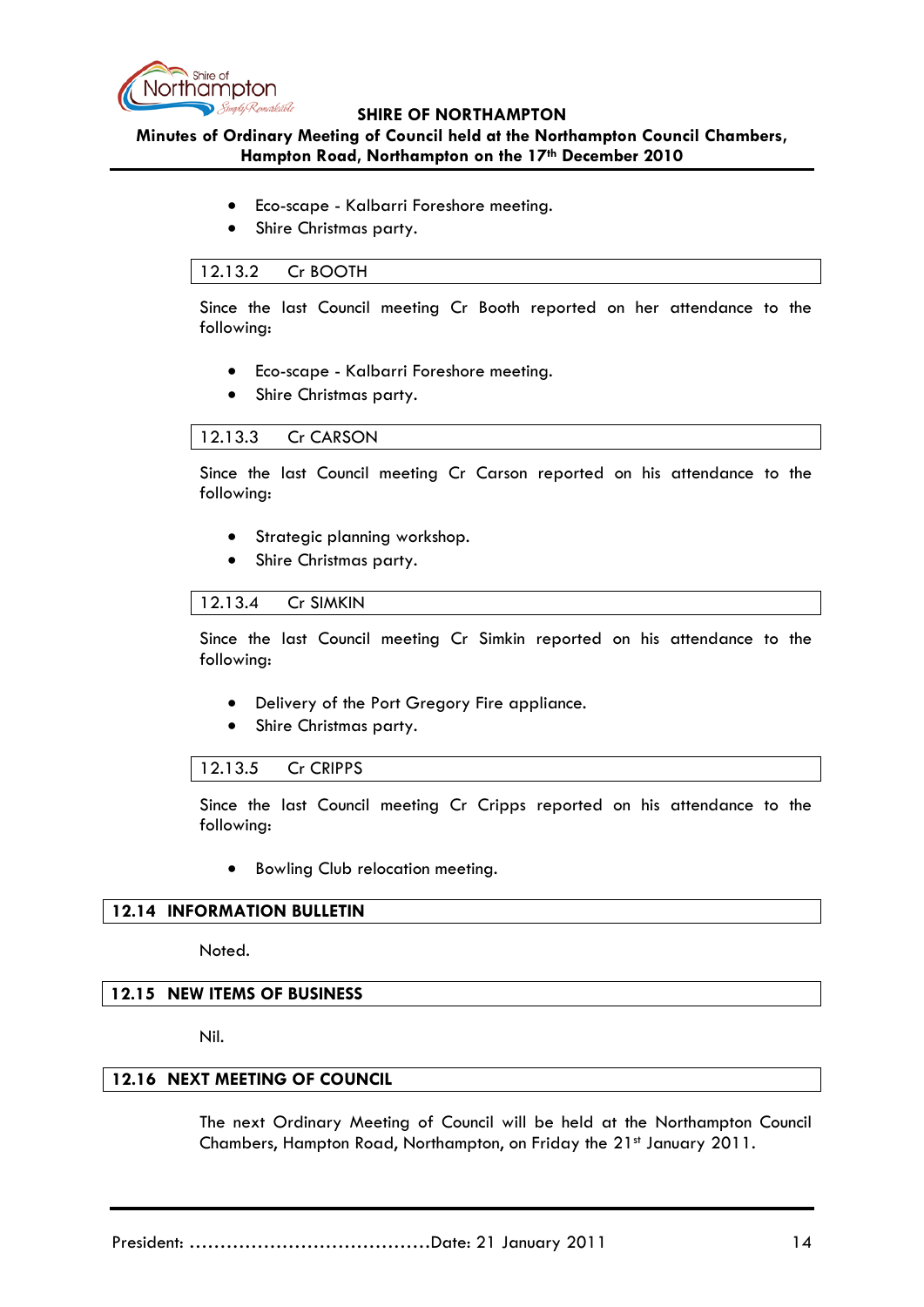- Eco-scape - Kalbarri Foreshore meeting.
- Shire Christmas party.

### 12.13.2 Cr BOOTH

Since the last Council meeting Cr Booth reported on her attendance to the following:

- Eco-scape - Kalbarri Foreshore meeting.
- Shire Christmas party.

### 12.13.3 Cr CARSON

Since the last Council meeting Cr Carson reported on his attendance to the following:

- Strategic planning workshop.
- Shire Christmas party.

### 12.13.4 Cr SIMKIN

Since the last Council meeting Cr Simkin reported on his attendance to the following:

- Delivery of the Port Gregory Fire appliance.
- Shire Christmas party.

### 12.13.5 Cr CRIPPS

Since the last Council meeting Cr Cripps reported on his attendance to the following:

- Bowling Club relocation meeting.

## 12.14 INFORMATION BULLETIN

Noted.

## 12.15 NEW ITEMS OF BUSINESS

Nil.

## 12.16 NEXT MEETING OF COUNCIL

The next Ordinary Meeting of Council will be held at the Northampton Council Chambers, Hampton Road, Northampton, on Friday the 21st January 2011.

President: ………………………………….Date: 21 January 2011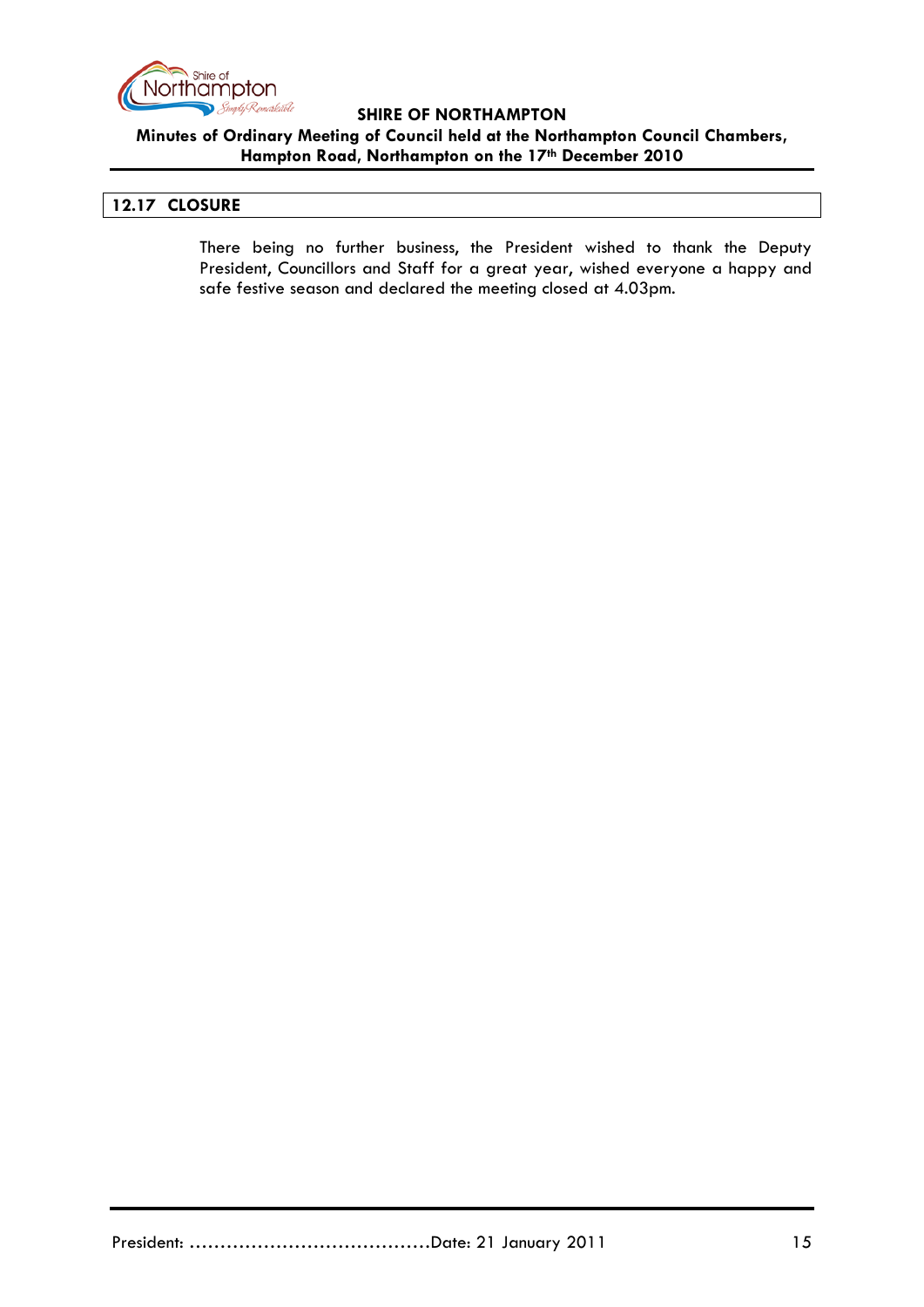## 12.17 CLOSURE

There being no further business, the President wished to thank the Deputy President, Councillors and Staff for a great year, wished everyone a happy and safe festive season and declared the meeting closed at 4.03pm.